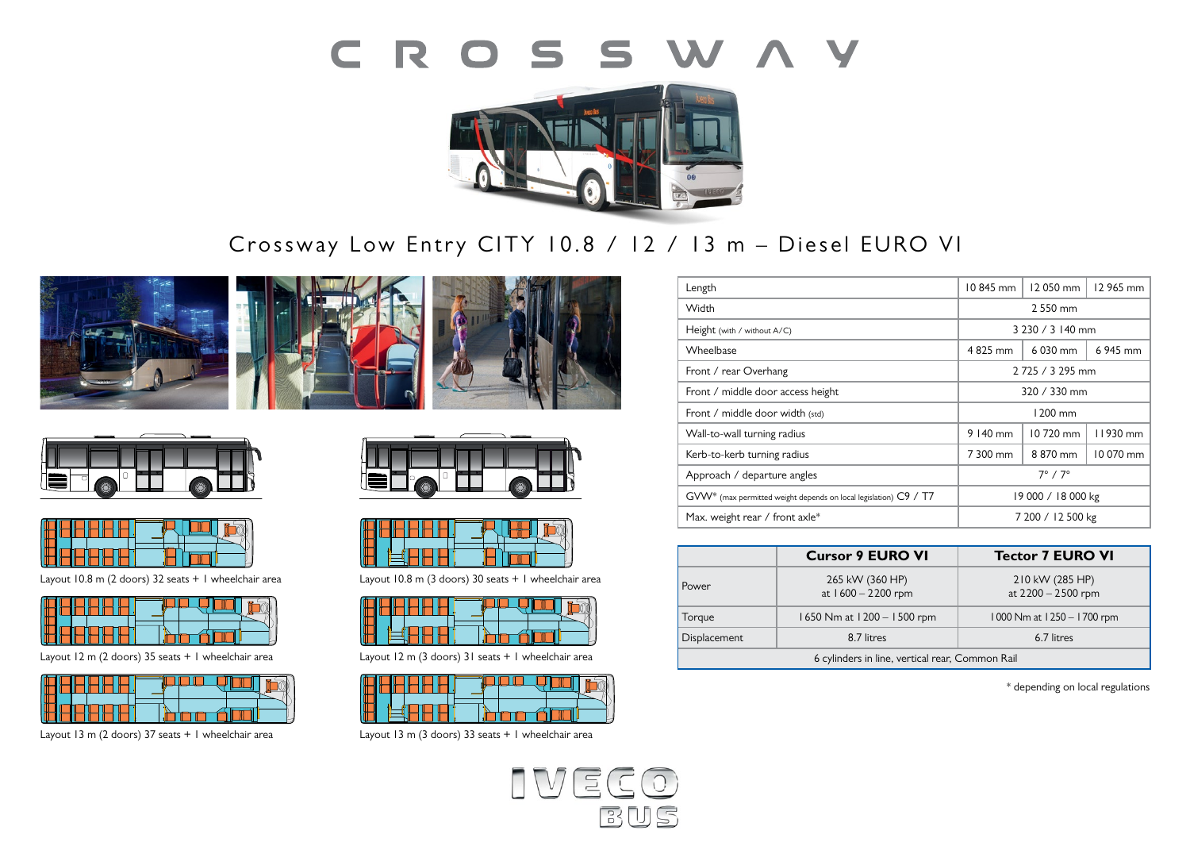# CROSSWAY

## Crossway Low Entry CITY 10.8 / 12 / 13 m – Diesel EURO VI

Layout 10.8 m (2 doors) 32 seats + 1 wheelchair area

Layout 10.8 m (3 doors) 30 seats + 1 wheelchair area

Layout 12 m (2 doors) 35 seats + 1 wheelchair area

Layout 12 m (3 doors) 31 seats + 1 wheelchair area

Layout 13 m (2 doors) 37 seats + 1 wheelchair area

Layout 13 m (3 doors) 33 seats + 1 wheelchair area

| | | | |
|---|---|---|---|
| Length | 10 845 mm | 12 050 mm | 12 965 mm |
| Width | 2 550 mm | | |
| Height (with / without A/C) | 3 230 / 3 140 mm | | |
| Wheelbase | 4 825 mm | 6 030 mm | 6 945 mm |
| Front / rear Overhang | 2 725 / 3 295 mm | | |
| Front / middle door access height | 320 / 330 mm | | |
| Front / middle door width (std) | 1 200 mm | | |
| Wall-to-wall turning radius | 9 140 mm | 10 720 mm | 11 930 mm |
| Kerb-to-kerb turning radius | 7 300 mm | 8 870 mm | 10 070 mm |
| Approach / departure angles | 7° / 7° | | |
| GVW* (max permitted weight depends on local legislation) C9 / T7 | 19 000 / 18 000 kg | | |
| Max. weight rear / front axle* | 7 200 / 12 500 kg | | |

| | Cursor 9 EURO VI | Tector 7 EURO VI |
|---|---|---|
| Power | 265 kW (360 HP) at 1 600 – 2200 rpm | 210 kW (285 HP) at 2200 – 2500 rpm |
| Torque | 1 650 Nm at 1 200 – 1 500 rpm | 1 000 Nm at 1 250 – 1 700 rpm |
| Displacement | 8.7 litres | 6.7 litres |
| 6 cylinders in line, vertical rear, Common Rail | | |

\* depending on local regulations

IVECO BUS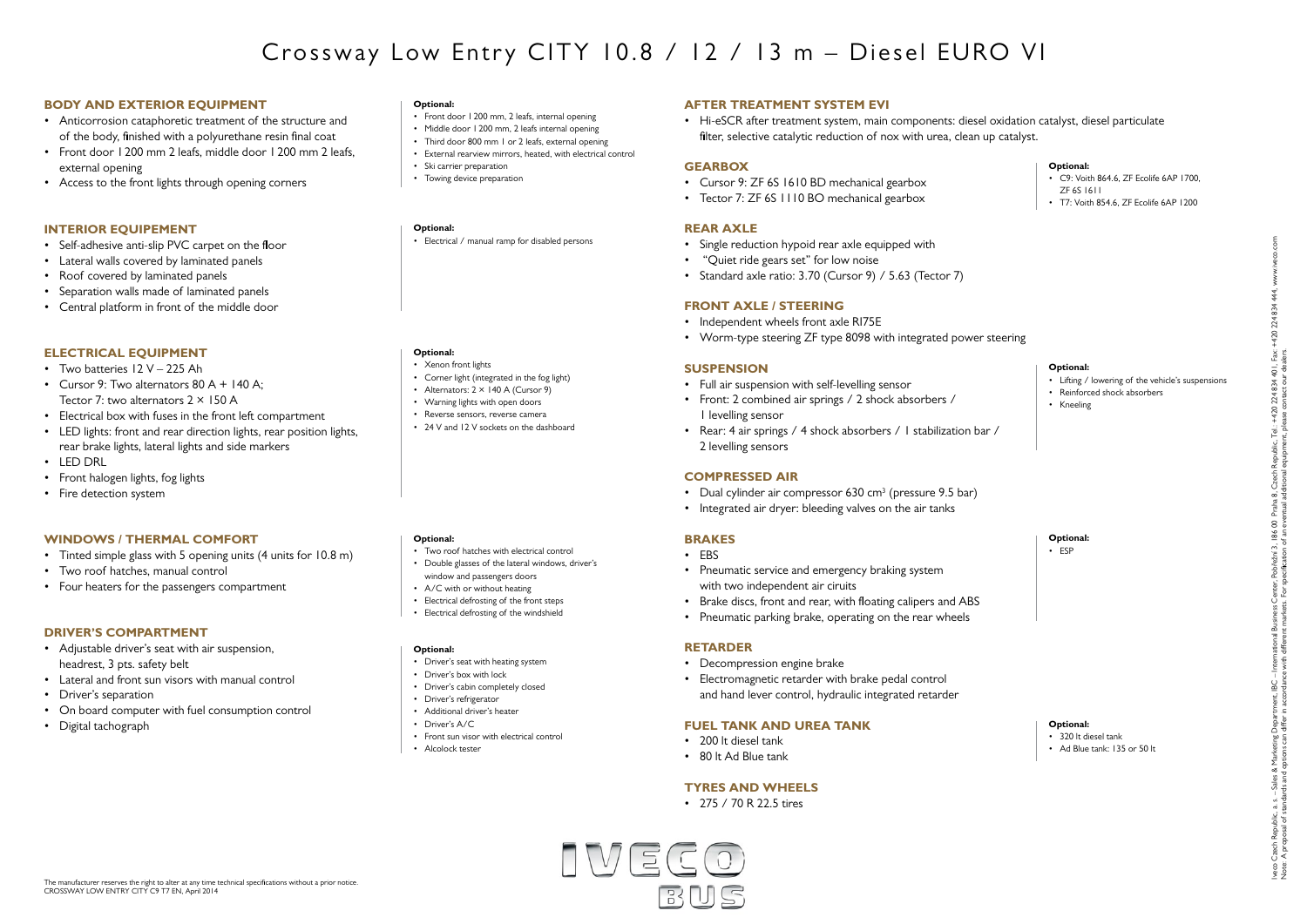# Crossway Low Entry CITY 10.8 / 12 / 13 m – Diesel EURO VI

## BODY AND EXTERIOR EQUIPMENT

- Anticorrosion cataphoretic treatment of the structure and of the body, finished with a polyurethane resin final coat
- Front door 1200 mm 2 leafs, middle door 1200 mm 2 leafs, external opening
- Access to the front lights through opening corners

**Optional:**

- Front door 1200 mm, 2 leafs, internal opening
- Middle door 1200 mm, 2 leafs internal opening
- Third door 800 mm 1 or 2 leafs, external opening
- External rearview mirrors, heated, with electrical control
- Ski carrier preparation
- Towing device preparation

## INTERIOR EQUIPEMENT

- Self-adhesive anti-slip PVC carpet on the floor
- Lateral walls covered by laminated panels
- Roof covered by laminated panels
- Separation walls made of laminated panels
- Central platform in front of the middle door

**Optional:**

- Electrical / manual ramp for disabled persons

## ELECTRICAL EQUIPMENT

- Two batteries 12 V – 225 Ah
- Cursor 9: Two alternators 80 A + 140 A; Tector 7: two alternators 2 × 150 A
- Electrical box with fuses in the front left compartment
- LED lights: front and rear direction lights, rear position lights, rear brake lights, lateral lights and side markers
- LED DRL
- Front halogen lights, fog lights
- Fire detection system

**Optional:**

- Xenon front lights
- Corner light (integrated in the fog light)
- Alternators: 2 × 140 A (Cursor 9)
- Warning lights with open doors
- Reverse sensors, reverse camera
- 24 V and 12 V sockets on the dashboard

## WINDOWS / THERMAL COMFORT

- Tinted simple glass with 5 opening units (4 units for 10.8 m)
- Two roof hatches, manual control
- Four heaters for the passengers compartment

**Optional:**

- Two roof hatches with electrical control
- Double glasses of the lateral windows, driver's window and passengers doors
- A/C with or without heating
- Electrical defrosting of the front steps
- Electrical defrosting of the windshield

## DRIVER'S COMPARTMENT

- Adjustable driver's seat with air suspension, headrest, 3 pts. safety belt
- Lateral and front sun visors with manual control
- Driver's separation
- On board computer with fuel consumption control
- Digital tachograph

**Optional:**

- Driver's seat with heating system
- Driver's box with lock
- Driver's cabin completely closed
- Driver's refrigerator
- Additional driver's heater
- Driver's A/C
- Front sun visor with electrical control
- Alcolock tester

## AFTER TREATMENT SYSTEM EVI

- Hi-eSCR after treatment system, main components: diesel oxidation catalyst, diesel particulate filter, selective catalytic reduction of nox with urea, clean up catalyst.

## GEARBOX

- Cursor 9: ZF 6S 1610 BD mechanical gearbox
- Tector 7: ZF 6S 1110 BO mechanical gearbox

**Optional:**

- C9: Voith 864.6, ZF Ecolife 6AP 1700, ZF 6S 1611
- T7: Voith 854.6, ZF Ecolife 6AP 1200

## REAR AXLE

- Single reduction hypoid rear axle equipped with
- "Quiet ride gears set" for low noise
- Standard axle ratio: 3.70 (Cursor 9) / 5.63 (Tector 7)

## FRONT AXLE / STEERING

- Independent wheels front axle RI75E
- Worm-type steering ZF type 8098 with integrated power steering

## SUSPENSION

- Full air suspension with self-levelling sensor
- Front: 2 combined air springs / 2 shock absorbers / 1 levelling sensor
- Rear: 4 air springs / 4 shock absorbers / 1 stabilization bar / 2 levelling sensors

**Optional:**

- Lifting / lowering of the vehicle's suspensions
- Reinforced shock absorbers
- Kneeling

## COMPRESSED AIR

- Dual cylinder air compressor 630 $cm^3$ (pressure 9.5 bar)
- Integrated air dryer: bleeding valves on the air tanks

## BRAKES

- EBS
- Pneumatic service and emergency braking system with two independent air ciruits
- Brake discs, front and rear, with floating calipers and ABS
- Pneumatic parking brake, operating on the rear wheels

**Optional:**

- ESP

## RETARDER

- Decompression engine brake
- Electromagnetic retarder with brake pedal control and hand lever control, hydraulic integrated retarder

## FUEL TANK AND UREA TANK

- 200 lt diesel tank
- 80 lt Ad Blue tank

**Optional:**

- 320 lt diesel tank
- Ad Blue tank: 135 or 50 lt

## TYRES AND WHEELS

- 275 / 70 R 22.5 tires

The manufacturer reserves the right to alter at any time technical specifications without a prior notice.
CROSSWAY LOW ENTRY CITY C9 T7 EN, April 2014

IVECO BUS

Iveco Czech Republic, a. s. – Sales & Marketing Department, IBC – International Business Center, Pobřežní 3, 186 00 Praha 8, Czech Republic, Tel.: +420 224 834 401, Fax: +420 224 834 444, www.iveco.com
Note: A proposal of standards and options can differ in accordance with different markets. For specification of an eventual additional equipment, please contact our dealers.